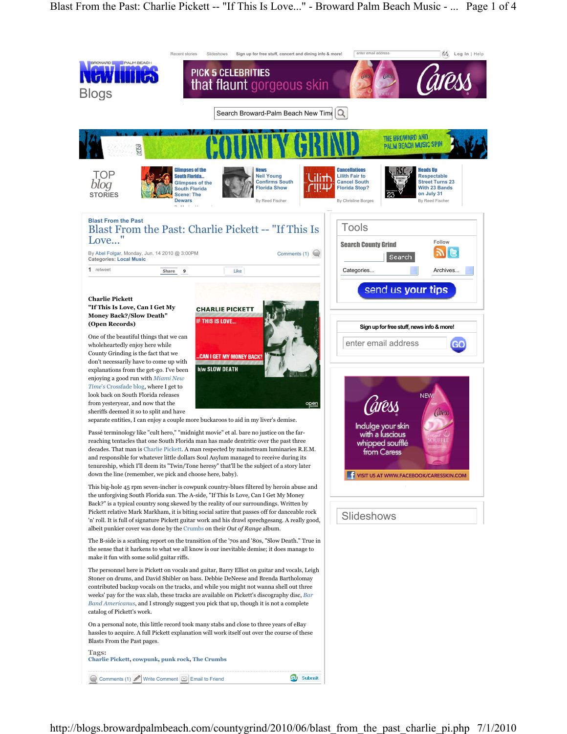Blast From the Past

# Blast From the Past: Charlie Pickett -- "If This Is Love..."

By Abel Folgar, Monday, Jun. 14 2010 @ 3:00PM
Categories: Local Music

**Charlie Pickett**
**"If This Is Love, Can I Get My Money Back?/Slow Death"**
**(Open Records)**

One of the beautiful things that we can wholeheartedly enjoy here while County Grinding is the fact that we don't necessarily have to come up with explanations from the get-go. I've been enjoying a good run with *Miami New Time*'s Crossfade blog, where I get to look back on South Florida releases from yesteryear, and now that the sheriffs deemed it so to split and have separate entities, I can enjoy a couple more buckaroos to aid in my liver's demise.

Passé terminology like "cult hero," "midnight movie" et al. bare no justice on the far-reaching tentacles that one South Florida man has made dentritic over the past three decades. That man is Charlie Pickett. A man respected by mainstream luminaries R.E.M. and responsible for whatever little dollars Soul Asylum managed to receive during its tenureship, which I'll deem its "Twin/Tone heresy" that'll be the subject of a story later down the line (remember, we pick and choose here, baby).

This big-hole 45 rpm seven-incher is cowpunk country-blues filtered by heroin abuse and the unforgiving South Florida sun. The A-side, "If This Is Love, Can I Get My Money Back?" is a typical country song skewed by the reality of our surroundings. Written by Pickett relative Mark Markham, it is biting social satire that passes off for danceable rock 'n' roll. It is full of signature Pickett guitar work and his drawl sprechgesang. A really good, albeit punkier cover was done by the Crumbs on their *Out of Range* album.

The B-side is a scathing report on the transition of the '70s and '80s, "Slow Death." True in the sense that it harkens to what we all know is our inevitable demise; it does manage to make it fun with some solid guitar riffs.

The personnel here is Pickett on vocals and guitar, Barry Elliot on guitar and vocals, Leigh Stoner on drums, and David Shibler on bass. Debbie DeNeese and Brenda Bartholomay contributed backup vocals on the tracks, and while you might not wanna shell out three weeks' pay for the wax slab, these tracks are available on Pickett's discography disc, *Bar Band Americanus*, and I strongly suggest you pick that up, though it is not a complete catalog of Pickett's work.

On a personal note, this little record took many stabs and close to three years of eBay hassles to acquire. A full Pickett explanation will work itself out over the course of these Blasts From the Past pages.

**Tags:**
**Charlie Pickett, cowpunk, punk rock, The Crumbs**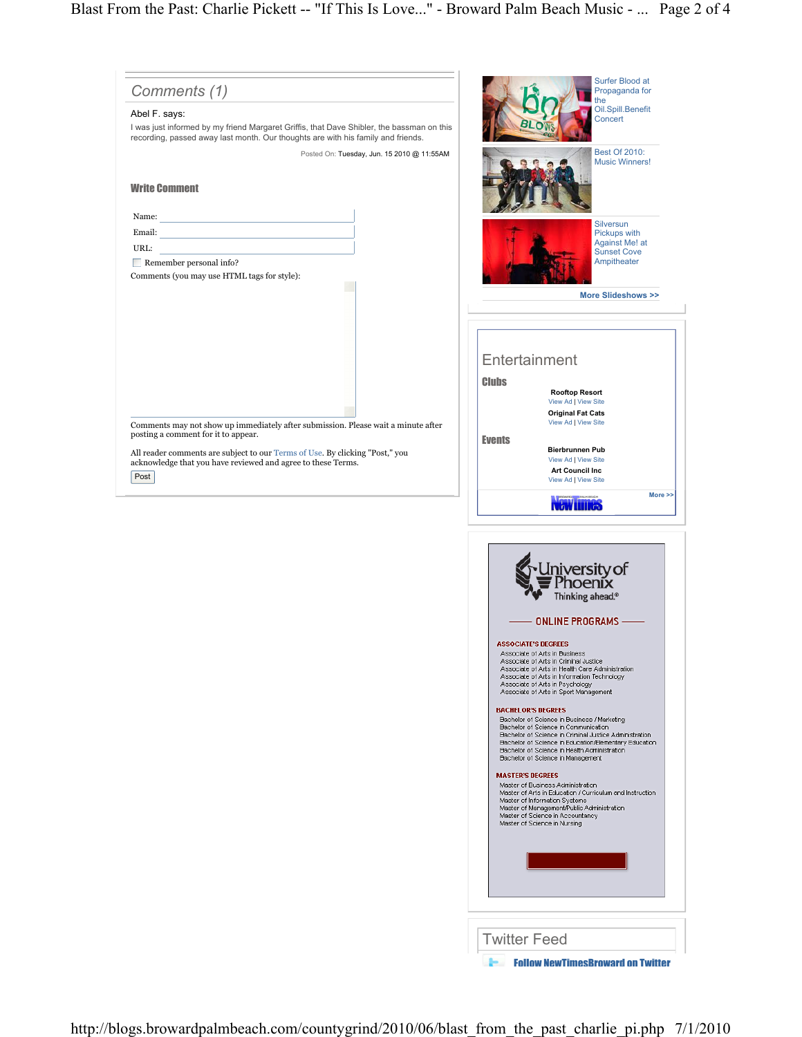## Comments (1)

Abel F. says:

I was just informed by my friend Margaret Griffis, that Dave Shibler, the bassman on this recording, passed away last month. Our thoughts are with his family and friends.

Posted On: Tuesday, Jun. 15 2010 @ 11:55AM

### Write Comment

Name:

Email:

URL:

Remember personal info?

Comments (you may use HTML tags for style):

Comments may not show up immediately after submission. Please wait a minute after posting a comment for it to appear.

All reader comments are subject to our Terms of Use. By clicking "Post," you acknowledge that you have reviewed and agree to these Terms.

Post

Surfer Blood at Propaganda for the Oil.Spill.Benefit Concert

Best Of 2010: Music Winners!

Silversun Pickups with Against Me! at Sunset Cove Ampitheater

More Slideshows >>

## Entertainment

### Clubs

**Rooftop Resort**
View Ad | View Site

**Original Fat Cats**
View Ad | View Site

### Events

**Bierbrunnen Pub**
View Ad | View Site

**Art Council Inc**
View Ad | View Site

More >>

New Times

University of Phoenix
Thinking ahead.®

ONLINE PROGRAMS

**ASSOCIATE'S DEGREES**

- Associate of Arts in Business
- Associate of Arts in Criminal Justice
- Associate of Arts in Health Care Administration
- Associate of Arts in Information Technology
- Associate of Arts in Psychology
- Associate of Arts in Sport Management

**BACHELOR'S DEGREES**

- Bachelor of Science in Business / Marketing
- Bachelor of Science in Communication
- Bachelor of Science in Criminal Justice Administration
- Bachelor of Science in Education/Elementary Education
- Bachelor of Science in Health Administration
- Bachelor of Science in Management

**MASTER'S DEGREES**

- Master of Business Administration
- Master of Arts in Education / Curriculum and Instruction
- Master of Information Systems
- Master of Management/Public Administration
- Master of Science in Accountancy
- Master of Science in Nursing

## Twitter Feed

Follow NewTimesBroward on Twitter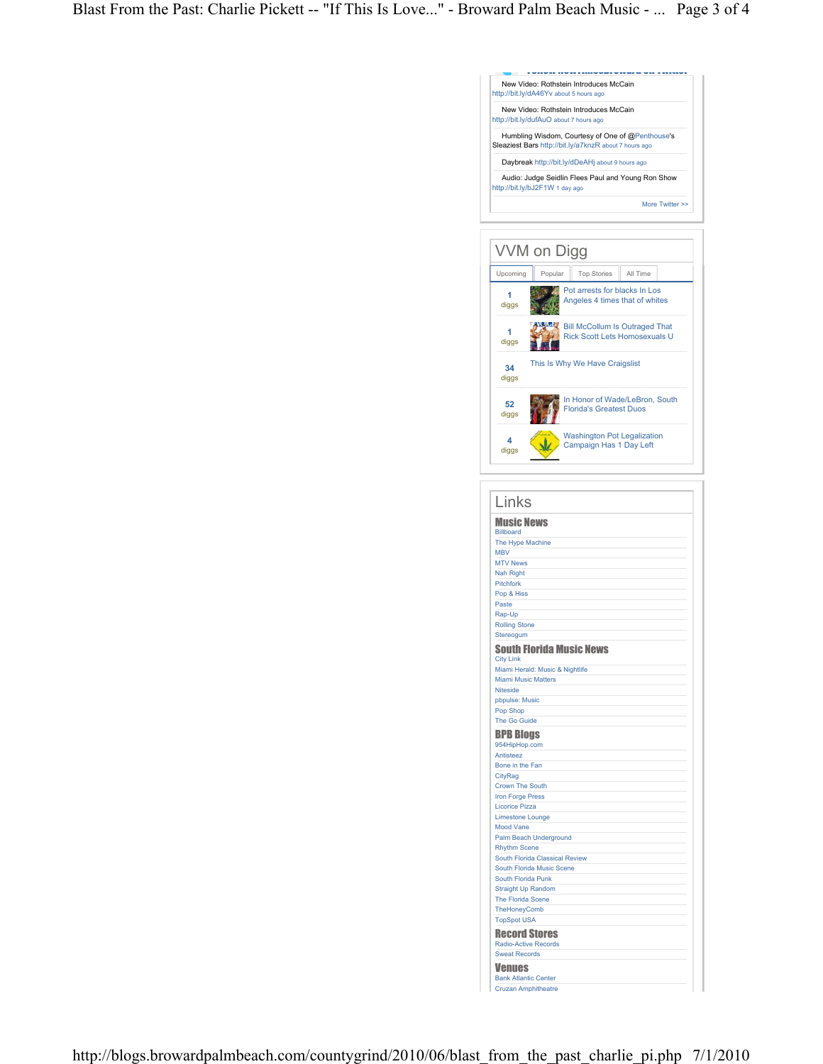New Video: Rothstein Introduces McCain http://bit.ly/dA46Yv about 5 hours ago

New Video: Rothstein Introduces McCain http://bit.ly/dufAuO about 7 hours ago

Humbling Wisdom, Courtesy of One of @Penthouse's Sleaziest Bars http://bit.ly/a7knzR about 7 hours ago

Daybreak http://bit.ly/dDeAHj about 9 hours ago

Audio: Judge Seidlin Flees Paul and Young Ron Show http://bit.ly/bJ2F1W 1 day ago

More Twitter >>

## VVM on Digg

Upcoming | Popular | Top Stories | All Time

- 1 diggs — Pot arrests for blacks In Los Angeles 4 times that of whites
- 1 diggs — Bill McCollum Is Outraged That Rick Scott Lets Homosexuals U
- 34 diggs — This Is Why We Have Craigslist
- 52 diggs — In Honor of Wade/LeBron, South Florida's Greatest Duos
- 4 diggs — Washington Pot Legalization Campaign Has 1 Day Left

## Links

### Music News

- Billboard
- The Hype Machine
- MBV
- MTV News
- Nah Right
- Pitchfork
- Pop & Hiss
- Paste
- Rap-Up
- Rolling Stone
- Stereogum

### South Florida Music News

- City Link
- Miami Herald: Music & Nightlife
- Miami Music Matters
- Niteside
- pbpulse: Music
- Pop Shop
- The Go Guide

### BPB Blogs

- 954HipHop.com
- Antisteez
- Bone in the Fan
- CityRag
- Crown The South
- Iron Forge Press
- Licorice Pizza
- Limestone Lounge
- Mood Vane
- Palm Beach Underground
- Rhythm Scene
- South Florida Classical Review
- South Florida Music Scene
- South Florida Punk
- Straight Up Random
- The Florida Scene
- TheHoneyComb
- TopSpot USA

### Record Stores

- Radio-Active Records
- Sweat Records

### Venues

- Bank Atlantic Center
- Cruzan Amphitheatre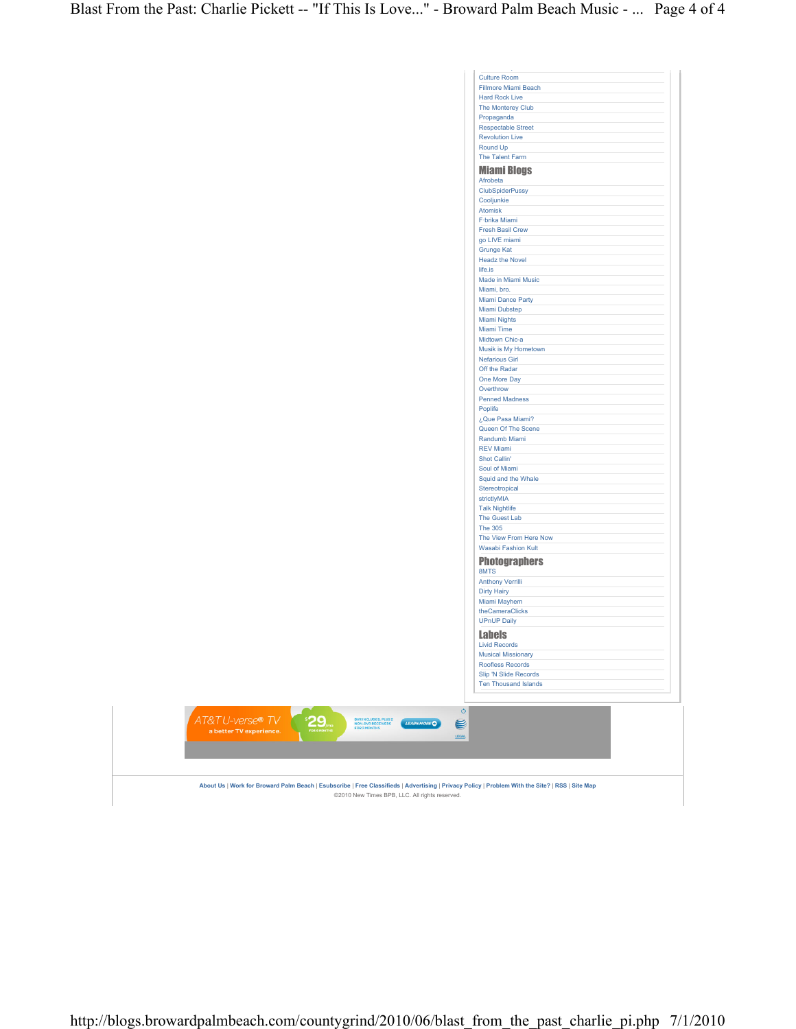Culture Room
Fillmore Miami Beach
Hard Rock Live
The Monterey Club
Propaganda
Respectable Street
Revolution Live
Round Up
The Talent Farm

## Miami Blogs

Afrobeta
ClubSpiderPussy
Cooljunkie
Atomisk
F-brika Miami
Fresh Basil Crew
go LIVE miami
Grunge Kat
Headz the Novel
life.is
Made in Miami Music
Miami, bro.
Miami Dance Party
Miami Dubstep
Miami Nights
Miami Time
Midtown Chic-a
Musik is My Hometown
Nefarious Girl
Off the Radar
One More Day
Overthrow
Penned Madness
Poplife
¿Que Pasa Miami?
Queen Of The Scene
Randumb Miami
REV Miami
Shot Callin'
Soul of Miami
Squid and the Whale
Stereotropical
strictlyMIA
Talk Nightlife
The Guest Lab
The 305
The View From Here Now
Wasabi Fashion Kult

## Photographers

8MTS
Anthony Verrilli
Dirty Hairy
Miami Mayhem
theCameraClicks
UPnUP Daily

## Labels

Livid Records
Musical Missionary
Roofless Records
Slip 'N Slide Records
Ten Thousand Islands

About Us | Work for Broward Palm Beach | Esubscribe | Free Classifieds | Advertising | Privacy Policy | Problem With the Site? | RSS | Site Map

©2010 New Times BPB, LLC. All rights reserved.